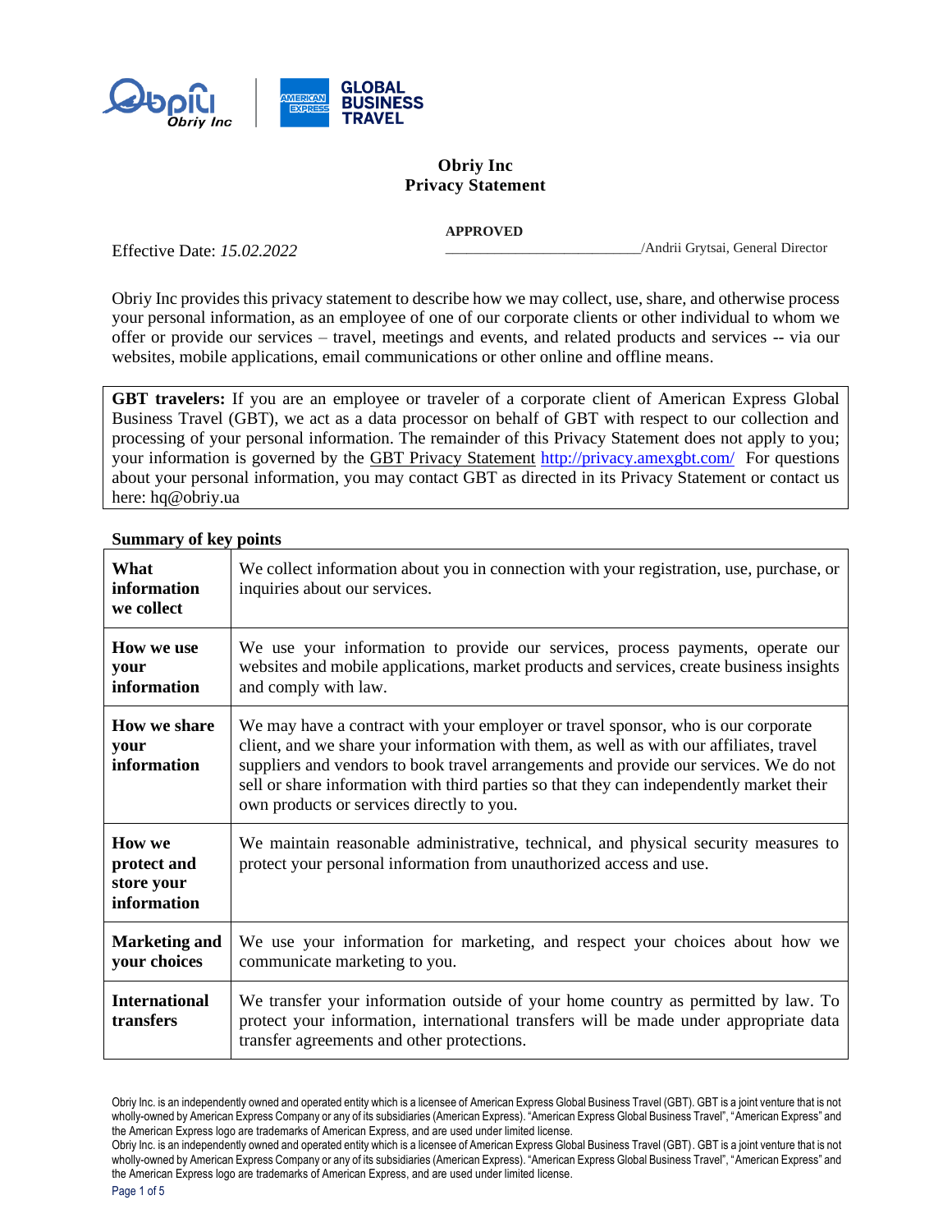# Obriy Inc
# Privacy Statement

**APPROVED**

Effective Date: *15.02.2022* \_\_\_\_\_\_\_\_\_\_\_\_\_\_\_\_\_\_\_\_\_\_\_\_\_\_/Andrii Grytsai, General Director

Obriy Inc provides this privacy statement to describe how we may collect, use, share, and otherwise process your personal information, as an employee of one of our corporate clients or other individual to whom we offer or provide our services – travel, meetings and events, and related products and services -- via our websites, mobile applications, email communications or other online and offline means.

**GBT travelers:** If you are an employee or traveler of a corporate client of American Express Global Business Travel (GBT), we act as a data processor on behalf of GBT with respect to our collection and processing of your personal information. The remainder of this Privacy Statement does not apply to you; your information is governed by the GBT Privacy Statement http://privacy.amexgbt.com/ For questions about your personal information, you may contact GBT as directed in its Privacy Statement or contact us here: hq@obriy.ua

**Summary of key points**

| | |
|---|---|
| **What information we collect** | We collect information about you in connection with your registration, use, purchase, or inquiries about our services. |
| **How we use your information** | We use your information to provide our services, process payments, operate our websites and mobile applications, market products and services, create business insights and comply with law. |
| **How we share your information** | We may have a contract with your employer or travel sponsor, who is our corporate client, and we share your information with them, as well as with our affiliates, travel suppliers and vendors to book travel arrangements and provide our services. We do not sell or share information with third parties so that they can independently market their own products or services directly to you. |
| **How we protect and store your information** | We maintain reasonable administrative, technical, and physical security measures to protect your personal information from unauthorized access and use. |
| **Marketing and your choices** | We use your information for marketing, and respect your choices about how we communicate marketing to you. |
| **International transfers** | We transfer your information outside of your home country as permitted by law. To protect your information, international transfers will be made under appropriate data transfer agreements and other protections. |

Obriy Inc. is an independently owned and operated entity which is a licensee of American Express Global Business Travel (GBT). GBT is a joint venture that is not wholly-owned by American Express Company or any of its subsidiaries (American Express). "American Express Global Business Travel", "American Express" and the American Express logo are trademarks of American Express, and are used under limited license.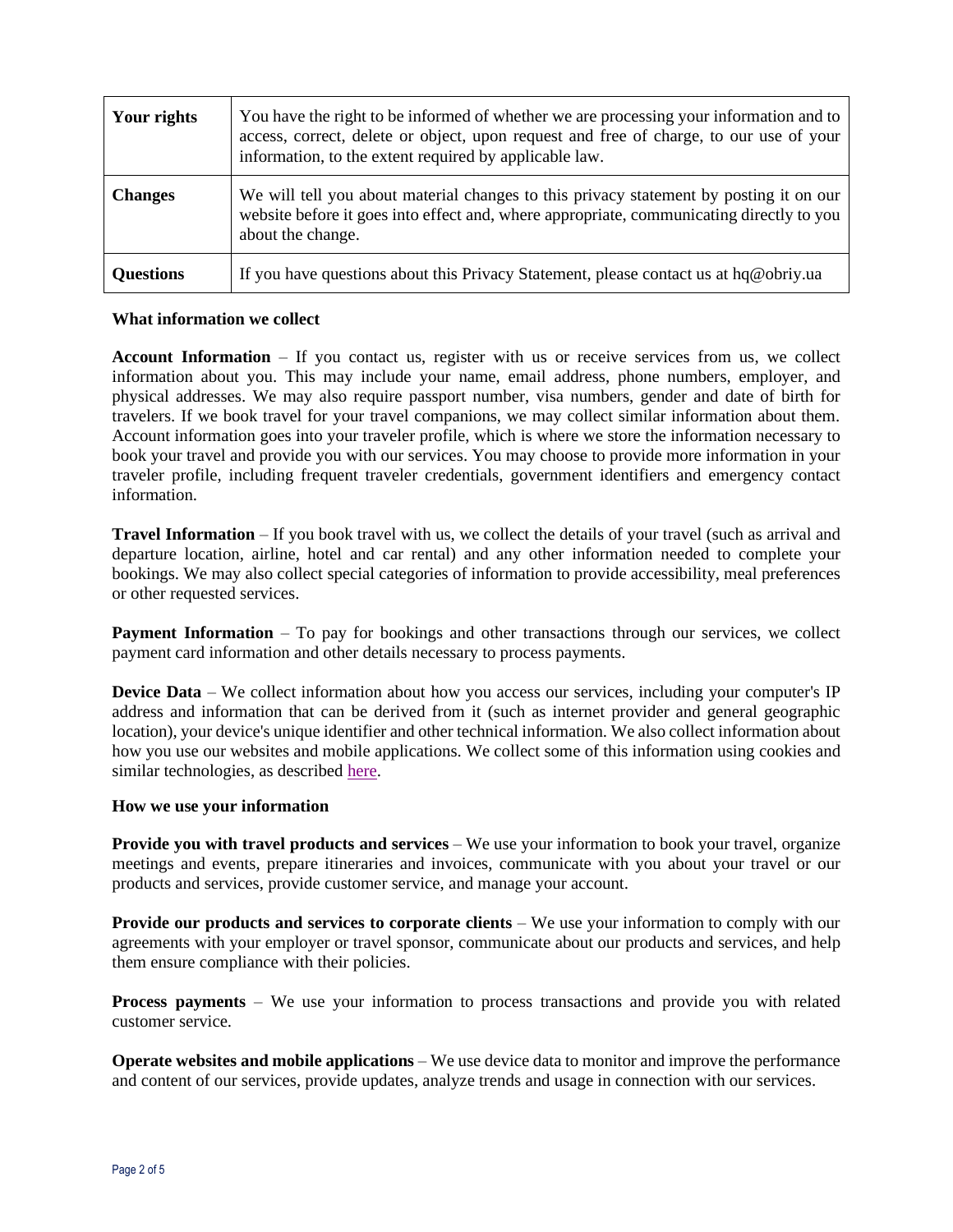| | |
|---|---|
| **Your rights** | You have the right to be informed of whether we are processing your information and to access, correct, delete or object, upon request and free of charge, to our use of your information, to the extent required by applicable law. |
| **Changes** | We will tell you about material changes to this privacy statement by posting it on our website before it goes into effect and, where appropriate, communicating directly to you about the change. |
| **Questions** | If you have questions about this Privacy Statement, please contact us at hq@obriy.ua |

**What information we collect**

**Account Information** – If you contact us, register with us or receive services from us, we collect information about you. This may include your name, email address, phone numbers, employer, and physical addresses. We may also require passport number, visa numbers, gender and date of birth for travelers. If we book travel for your travel companions, we may collect similar information about them. Account information goes into your traveler profile, which is where we store the information necessary to book your travel and provide you with our services. You may choose to provide more information in your traveler profile, including frequent traveler credentials, government identifiers and emergency contact information.

**Travel Information** – If you book travel with us, we collect the details of your travel (such as arrival and departure location, airline, hotel and car rental) and any other information needed to complete your bookings. We may also collect special categories of information to provide accessibility, meal preferences or other requested services.

**Payment Information** – To pay for bookings and other transactions through our services, we collect payment card information and other details necessary to process payments.

**Device Data** – We collect information about how you access our services, including your computer's IP address and information that can be derived from it (such as internet provider and general geographic location), your device's unique identifier and other technical information. We also collect information about how you use our websites and mobile applications. We collect some of this information using cookies and similar technologies, as described here.

**How we use your information**

**Provide you with travel products and services** – We use your information to book your travel, organize meetings and events, prepare itineraries and invoices, communicate with you about your travel or our products and services, provide customer service, and manage your account.

**Provide our products and services to corporate clients** – We use your information to comply with our agreements with your employer or travel sponsor, communicate about our products and services, and help them ensure compliance with their policies.

**Process payments** – We use your information to process transactions and provide you with related customer service.

**Operate websites and mobile applications** – We use device data to monitor and improve the performance and content of our services, provide updates, analyze trends and usage in connection with our services.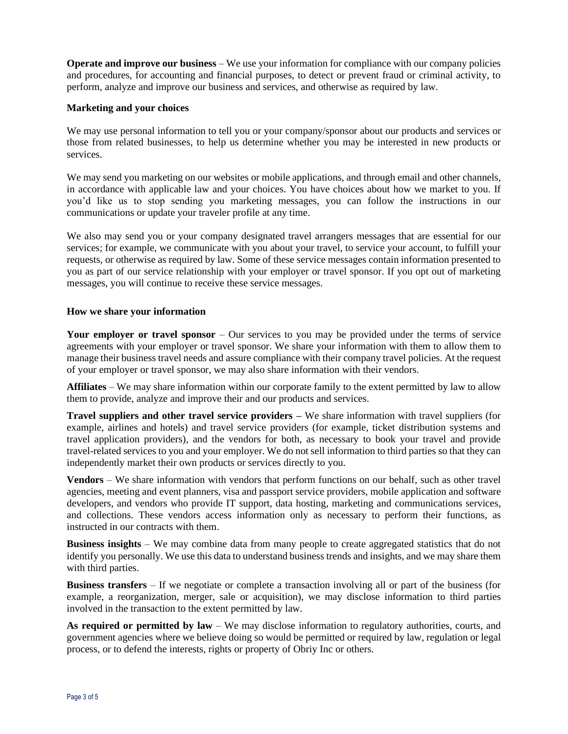**Operate and improve our business** – We use your information for compliance with our company policies and procedures, for accounting and financial purposes, to detect or prevent fraud or criminal activity, to perform, analyze and improve our business and services, and otherwise as required by law.

**Marketing and your choices**

We may use personal information to tell you or your company/sponsor about our products and services or those from related businesses, to help us determine whether you may be interested in new products or services.

We may send you marketing on our websites or mobile applications, and through email and other channels, in accordance with applicable law and your choices. You have choices about how we market to you. If you'd like us to stop sending you marketing messages, you can follow the instructions in our communications or update your traveler profile at any time.

We also may send you or your company designated travel arrangers messages that are essential for our services; for example, we communicate with you about your travel, to service your account, to fulfill your requests, or otherwise as required by law. Some of these service messages contain information presented to you as part of our service relationship with your employer or travel sponsor. If you opt out of marketing messages, you will continue to receive these service messages.

**How we share your information**

**Your employer or travel sponsor** – Our services to you may be provided under the terms of service agreements with your employer or travel sponsor. We share your information with them to allow them to manage their business travel needs and assure compliance with their company travel policies. At the request of your employer or travel sponsor, we may also share information with their vendors.

**Affiliates** – We may share information within our corporate family to the extent permitted by law to allow them to provide, analyze and improve their and our products and services.

**Travel suppliers and other travel service providers –** We share information with travel suppliers (for example, airlines and hotels) and travel service providers (for example, ticket distribution systems and travel application providers), and the vendors for both, as necessary to book your travel and provide travel-related services to you and your employer. We do not sell information to third parties so that they can independently market their own products or services directly to you.

**Vendors** – We share information with vendors that perform functions on our behalf, such as other travel agencies, meeting and event planners, visa and passport service providers, mobile application and software developers, and vendors who provide IT support, data hosting, marketing and communications services, and collections. These vendors access information only as necessary to perform their functions, as instructed in our contracts with them.

**Business insights** – We may combine data from many people to create aggregated statistics that do not identify you personally. We use this data to understand business trends and insights, and we may share them with third parties.

**Business transfers** – If we negotiate or complete a transaction involving all or part of the business (for example, a reorganization, merger, sale or acquisition), we may disclose information to third parties involved in the transaction to the extent permitted by law.

**As required or permitted by law** – We may disclose information to regulatory authorities, courts, and government agencies where we believe doing so would be permitted or required by law, regulation or legal process, or to defend the interests, rights or property of Obriy Inc or others.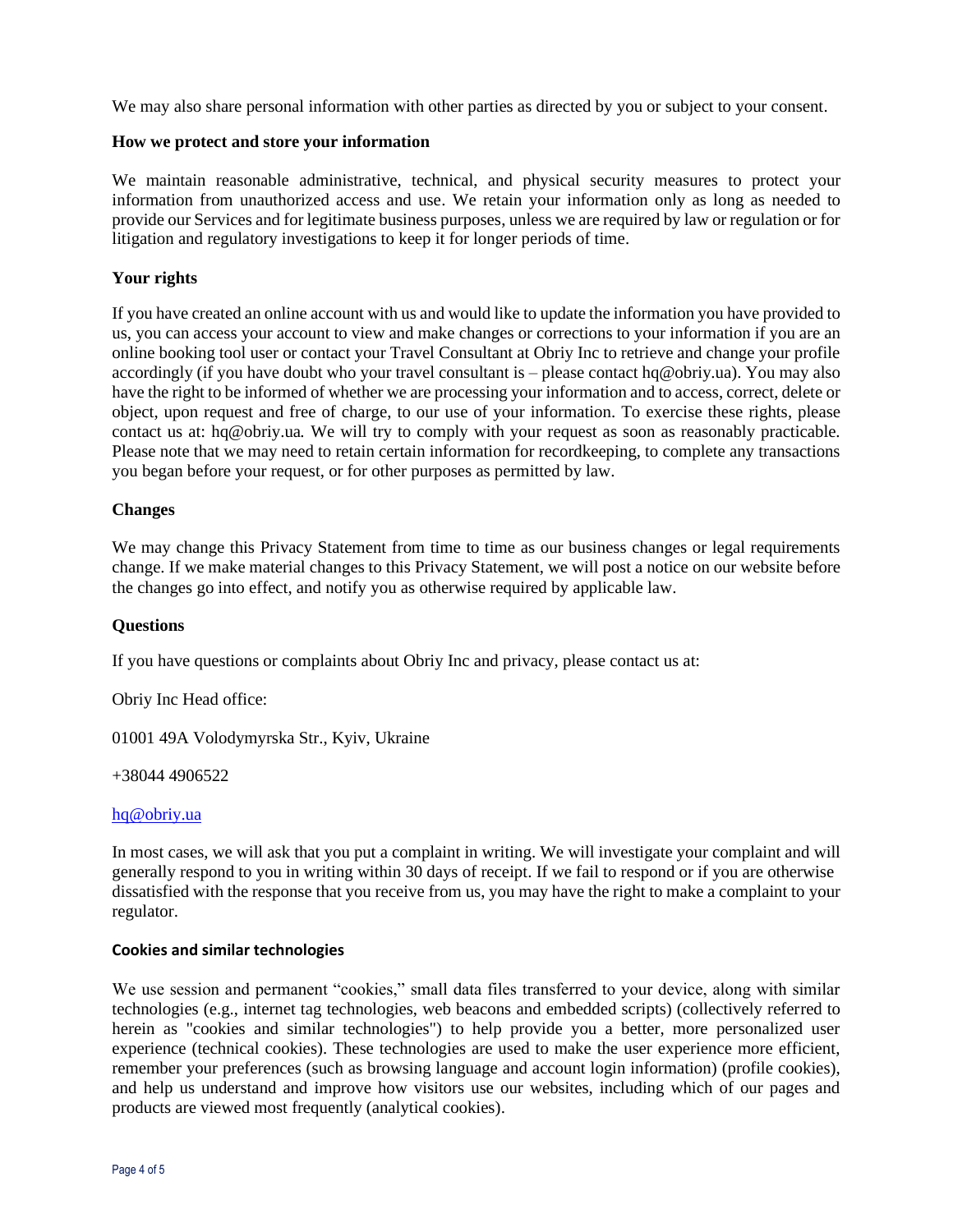We may also share personal information with other parties as directed by you or subject to your consent.

## How we protect and store your information

We maintain reasonable administrative, technical, and physical security measures to protect your information from unauthorized access and use. We retain your information only as long as needed to provide our Services and for legitimate business purposes, unless we are required by law or regulation or for litigation and regulatory investigations to keep it for longer periods of time.

## Your rights

If you have created an online account with us and would like to update the information you have provided to us, you can access your account to view and make changes or corrections to your information if you are an online booking tool user or contact your Travel Consultant at Obriy Inc to retrieve and change your profile accordingly (if you have doubt who your travel consultant is – please contact hq@obriy.ua). You may also have the right to be informed of whether we are processing your information and to access, correct, delete or object, upon request and free of charge, to our use of your information. To exercise these rights, please contact us at: hq@obriy.ua*.* We will try to comply with your request as soon as reasonably practicable. Please note that we may need to retain certain information for recordkeeping, to complete any transactions you began before your request, or for other purposes as permitted by law.

## Changes

We may change this Privacy Statement from time to time as our business changes or legal requirements change. If we make material changes to this Privacy Statement, we will post a notice on our website before the changes go into effect, and notify you as otherwise required by applicable law.

## Questions

If you have questions or complaints about Obriy Inc and privacy, please contact us at:

Obriy Inc Head office:

01001 49A Volodymyrska Str., Kyiv, Ukraine

+38044 4906522

[hq@obriy.ua](mailto:hq@obriy.ua)

In most cases, we will ask that you put a complaint in writing. We will investigate your complaint and will generally respond to you in writing within 30 days of receipt. If we fail to respond or if you are otherwise dissatisfied with the response that you receive from us, you may have the right to make a complaint to your regulator.

## Cookies and similar technologies

We use session and permanent "cookies," small data files transferred to your device, along with similar technologies (e.g., internet tag technologies, web beacons and embedded scripts) (collectively referred to herein as "cookies and similar technologies") to help provide you a better, more personalized user experience (technical cookies). These technologies are used to make the user experience more efficient, remember your preferences (such as browsing language and account login information) (profile cookies), and help us understand and improve how visitors use our websites, including which of our pages and products are viewed most frequently (analytical cookies).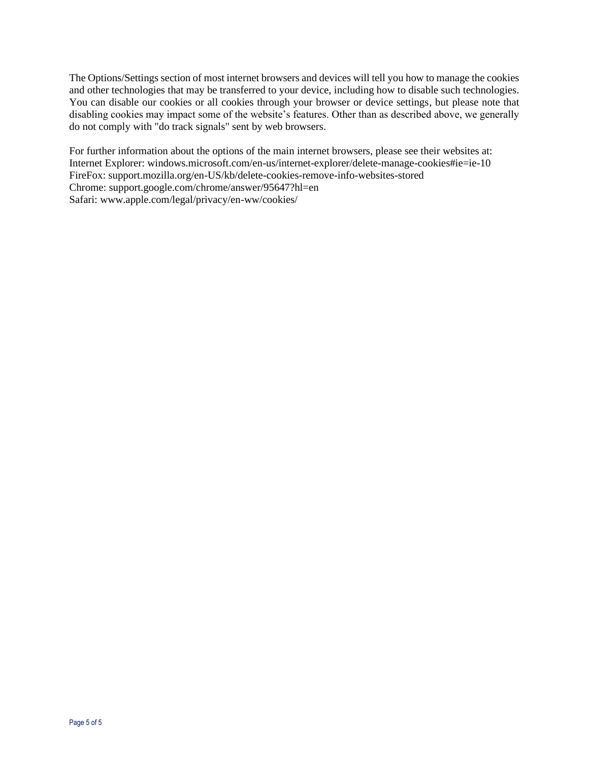The Options/Settings section of most internet browsers and devices will tell you how to manage the cookies and other technologies that may be transferred to your device, including how to disable such technologies. You can disable our cookies or all cookies through your browser or device settings, but please note that disabling cookies may impact some of the website's features. Other than as described above, we generally do not comply with "do track signals" sent by web browsers.

For further information about the options of the main internet browsers, please see their websites at:
Internet Explorer: windows.microsoft.com/en-us/internet-explorer/delete-manage-cookies#ie=ie-10
FireFox: support.mozilla.org/en-US/kb/delete-cookies-remove-info-websites-stored
Chrome: support.google.com/chrome/answer/95647?hl=en
Safari: www.apple.com/legal/privacy/en-ww/cookies/